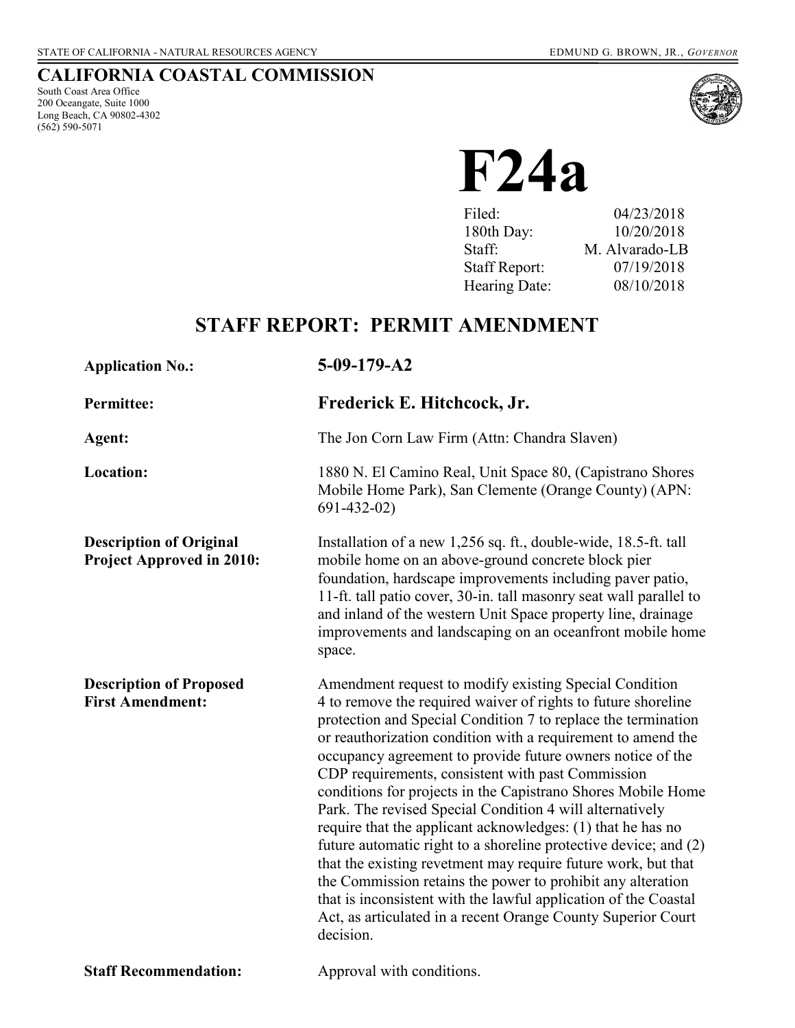STATE OF CALIFORNIA - NATURAL RESOURCES AGENCY EDMUND G. BROWN, JR., *GOVERNOR*

**CALIFORNIA COASTAL COMMISSION**
South Coast Area Office
200 Oceangate, Suite 1000
Long Beach, CA 90802-4302
(562) 590-5071

# F24a

| | |
|---|---|
| Filed: | 04/23/2018 |
| 180th Day: | 10/20/2018 |
| Staff: | M. Alvarado-LB |
| Staff Report: | 07/19/2018 |
| Hearing Date: | 08/10/2018 |

## STAFF REPORT: PERMIT AMENDMENT

**Application No.:** **5-09-179-A2**

**Permittee:** **Frederick E. Hitchcock, Jr.**

**Agent:** The Jon Corn Law Firm (Attn: Chandra Slaven)

**Location:** 1880 N. El Camino Real, Unit Space 80, (Capistrano Shores Mobile Home Park), San Clemente (Orange County) (APN: 691-432-02)

**Description of Original Project Approved in 2010:** Installation of a new 1,256 sq. ft., double-wide, 18.5-ft. tall mobile home on an above-ground concrete block pier foundation, hardscape improvements including paver patio, 11-ft. tall patio cover, 30-in. tall masonry seat wall parallel to and inland of the western Unit Space property line, drainage improvements and landscaping on an oceanfront mobile home space.

**Description of Proposed First Amendment:** Amendment request to modify existing Special Condition 4 to remove the required waiver of rights to future shoreline protection and Special Condition 7 to replace the termination or reauthorization condition with a requirement to amend the occupancy agreement to provide future owners notice of the CDP requirements, consistent with past Commission conditions for projects in the Capistrano Shores Mobile Home Park. The revised Special Condition 4 will alternatively require that the applicant acknowledges: (1) that he has no future automatic right to a shoreline protective device; and (2) that the existing revetment may require future work, but that the Commission retains the power to prohibit any alteration that is inconsistent with the lawful application of the Coastal Act, as articulated in a recent Orange County Superior Court decision.

**Staff Recommendation:** Approval with conditions.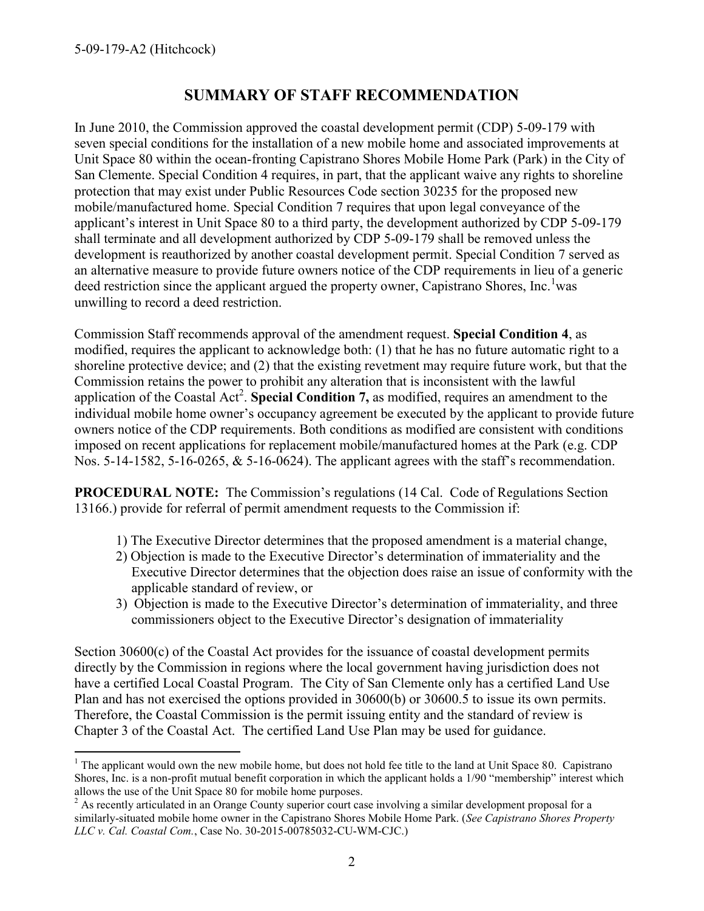## SUMMARY OF STAFF RECOMMENDATION

In June 2010, the Commission approved the coastal development permit (CDP) 5-09-179 with seven special conditions for the installation of a new mobile home and associated improvements at Unit Space 80 within the ocean-fronting Capistrano Shores Mobile Home Park (Park) in the City of San Clemente. Special Condition 4 requires, in part, that the applicant waive any rights to shoreline protection that may exist under Public Resources Code section 30235 for the proposed new mobile/manufactured home. Special Condition 7 requires that upon legal conveyance of the applicant's interest in Unit Space 80 to a third party, the development authorized by CDP 5-09-179 shall terminate and all development authorized by CDP 5-09-179 shall be removed unless the development is reauthorized by another coastal development permit. Special Condition 7 served as an alternative measure to provide future owners notice of the CDP requirements in lieu of a generic deed restriction since the applicant argued the property owner, Capistrano Shores, Inc.[1] was unwilling to record a deed restriction.

Commission Staff recommends approval of the amendment request. **Special Condition 4**, as modified, requires the applicant to acknowledge both: (1) that he has no future automatic right to a shoreline protective device; and (2) that the existing revetment may require future work, but that the Commission retains the power to prohibit any alteration that is inconsistent with the lawful application of the Coastal Act[2]. **Special Condition 7,** as modified, requires an amendment to the individual mobile home owner's occupancy agreement be executed by the applicant to provide future owners notice of the CDP requirements. Both conditions as modified are consistent with conditions imposed on recent applications for replacement mobile/manufactured homes at the Park (e.g. CDP Nos. 5-14-1582, 5-16-0265, & 5-16-0624). The applicant agrees with the staff's recommendation.

**PROCEDURAL NOTE:** The Commission's regulations (14 Cal. Code of Regulations Section 13166.) provide for referral of permit amendment requests to the Commission if:

1) The Executive Director determines that the proposed amendment is a material change,
2) Objection is made to the Executive Director's determination of immateriality and the Executive Director determines that the objection does raise an issue of conformity with the applicable standard of review, or
3) Objection is made to the Executive Director's determination of immateriality, and three commissioners object to the Executive Director's designation of immateriality

Section 30600(c) of the Coastal Act provides for the issuance of coastal development permits directly by the Commission in regions where the local government having jurisdiction does not have a certified Local Coastal Program. The City of San Clemente only has a certified Land Use Plan and has not exercised the options provided in 30600(b) or 30600.5 to issue its own permits. Therefore, the Coastal Commission is the permit issuing entity and the standard of review is Chapter 3 of the Coastal Act. The certified Land Use Plan may be used for guidance.

---

[1] The applicant would own the new mobile home, but does not hold fee title to the land at Unit Space 80. Capistrano Shores, Inc. is a non-profit mutual benefit corporation in which the applicant holds a 1/90 "membership" interest which allows the use of the Unit Space 80 for mobile home purposes.

[2] As recently articulated in an Orange County superior court case involving a similar development proposal for a similarly-situated mobile home owner in the Capistrano Shores Mobile Home Park. (*See Capistrano Shores Property LLC v. Cal. Coastal Com.*, Case No. 30-2015-00785032-CU-WM-CJC.)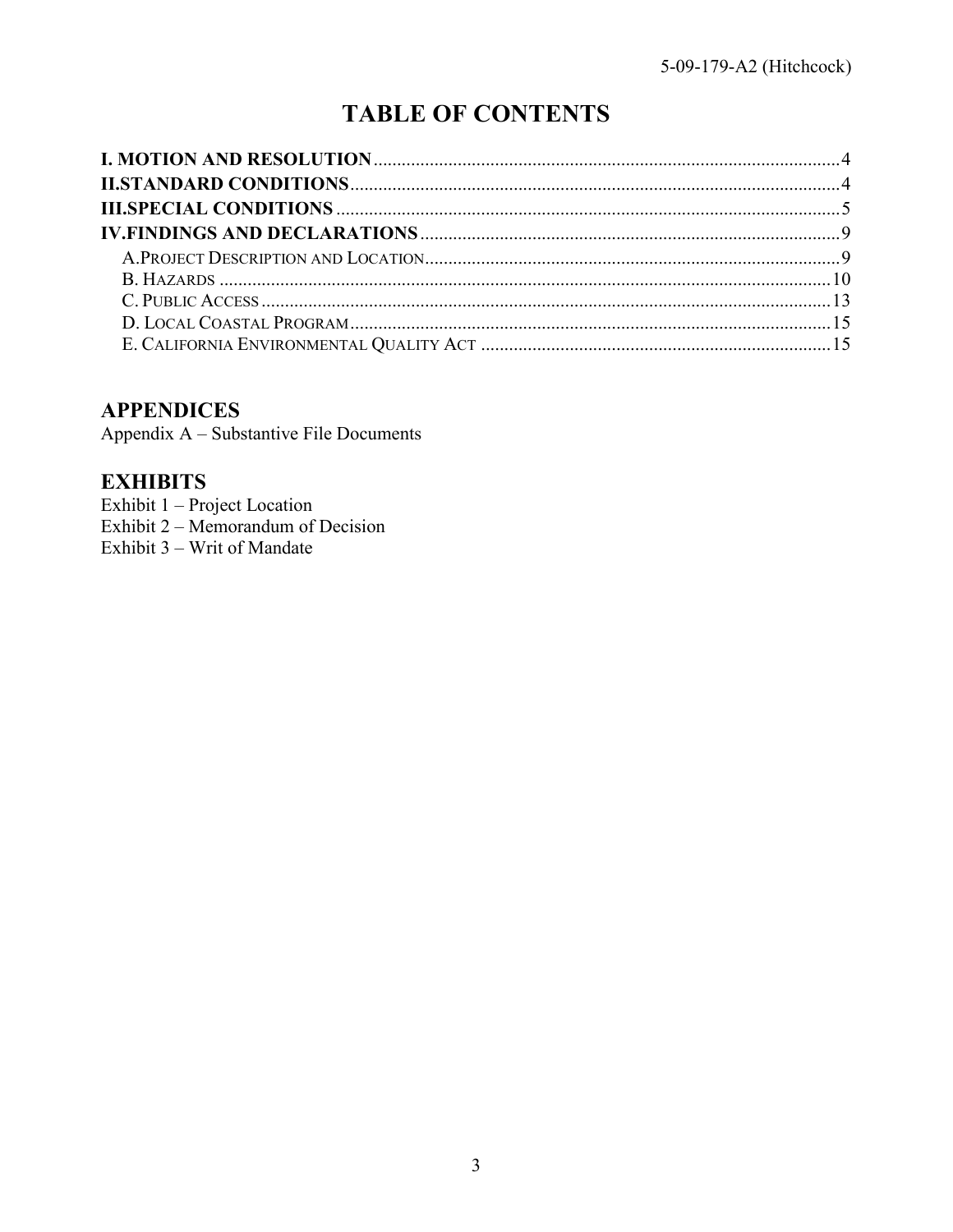# TABLE OF CONTENTS

**I. MOTION AND RESOLUTION** .......... 4
**II.STANDARD CONDITIONS** .......... 4
**III.SPECIAL CONDITIONS** .......... 5
**IV.FINDINGS AND DECLARATIONS** .......... 9
- A.PROJECT DESCRIPTION AND LOCATION .......... 9
- B. HAZARDS .......... 10
- C. PUBLIC ACCESS .......... 13
- D. LOCAL COASTAL PROGRAM .......... 15
- E. CALIFORNIA ENVIRONMENTAL QUALITY ACT .......... 15

## APPENDICES

Appendix A – Substantive File Documents

## EXHIBITS

Exhibit 1 – Project Location
Exhibit 2 – Memorandum of Decision
Exhibit 3 – Writ of Mandate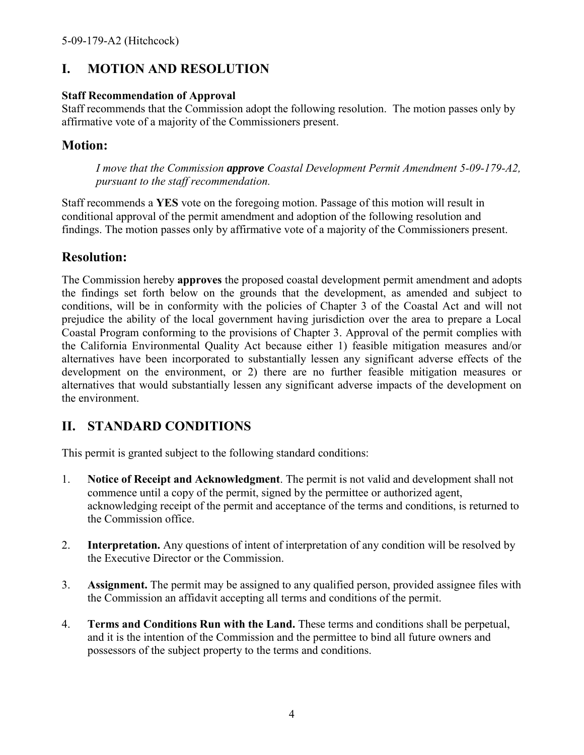# I. MOTION AND RESOLUTION

**Staff Recommendation of Approval**
Staff recommends that the Commission adopt the following resolution. The motion passes only by affirmative vote of a majority of the Commissioners present.

## Motion:

*I move that the Commission **approve** Coastal Development Permit Amendment 5-09-179-A2, pursuant to the staff recommendation.*

Staff recommends a **YES** vote on the foregoing motion. Passage of this motion will result in conditional approval of the permit amendment and adoption of the following resolution and findings. The motion passes only by affirmative vote of a majority of the Commissioners present.

## Resolution:

The Commission hereby **approves** the proposed coastal development permit amendment and adopts the findings set forth below on the grounds that the development, as amended and subject to conditions, will be in conformity with the policies of Chapter 3 of the Coastal Act and will not prejudice the ability of the local government having jurisdiction over the area to prepare a Local Coastal Program conforming to the provisions of Chapter 3. Approval of the permit complies with the California Environmental Quality Act because either 1) feasible mitigation measures and/or alternatives have been incorporated to substantially lessen any significant adverse effects of the development on the environment, or 2) there are no further feasible mitigation measures or alternatives that would substantially lessen any significant adverse impacts of the development on the environment.

# II. STANDARD CONDITIONS

This permit is granted subject to the following standard conditions:

1. **Notice of Receipt and Acknowledgment**. The permit is not valid and development shall not commence until a copy of the permit, signed by the permittee or authorized agent, acknowledging receipt of the permit and acceptance of the terms and conditions, is returned to the Commission office.

2. **Interpretation.** Any questions of intent of interpretation of any condition will be resolved by the Executive Director or the Commission.

3. **Assignment.** The permit may be assigned to any qualified person, provided assignee files with the Commission an affidavit accepting all terms and conditions of the permit.

4. **Terms and Conditions Run with the Land.** These terms and conditions shall be perpetual, and it is the intention of the Commission and the permittee to bind all future owners and possessors of the subject property to the terms and conditions.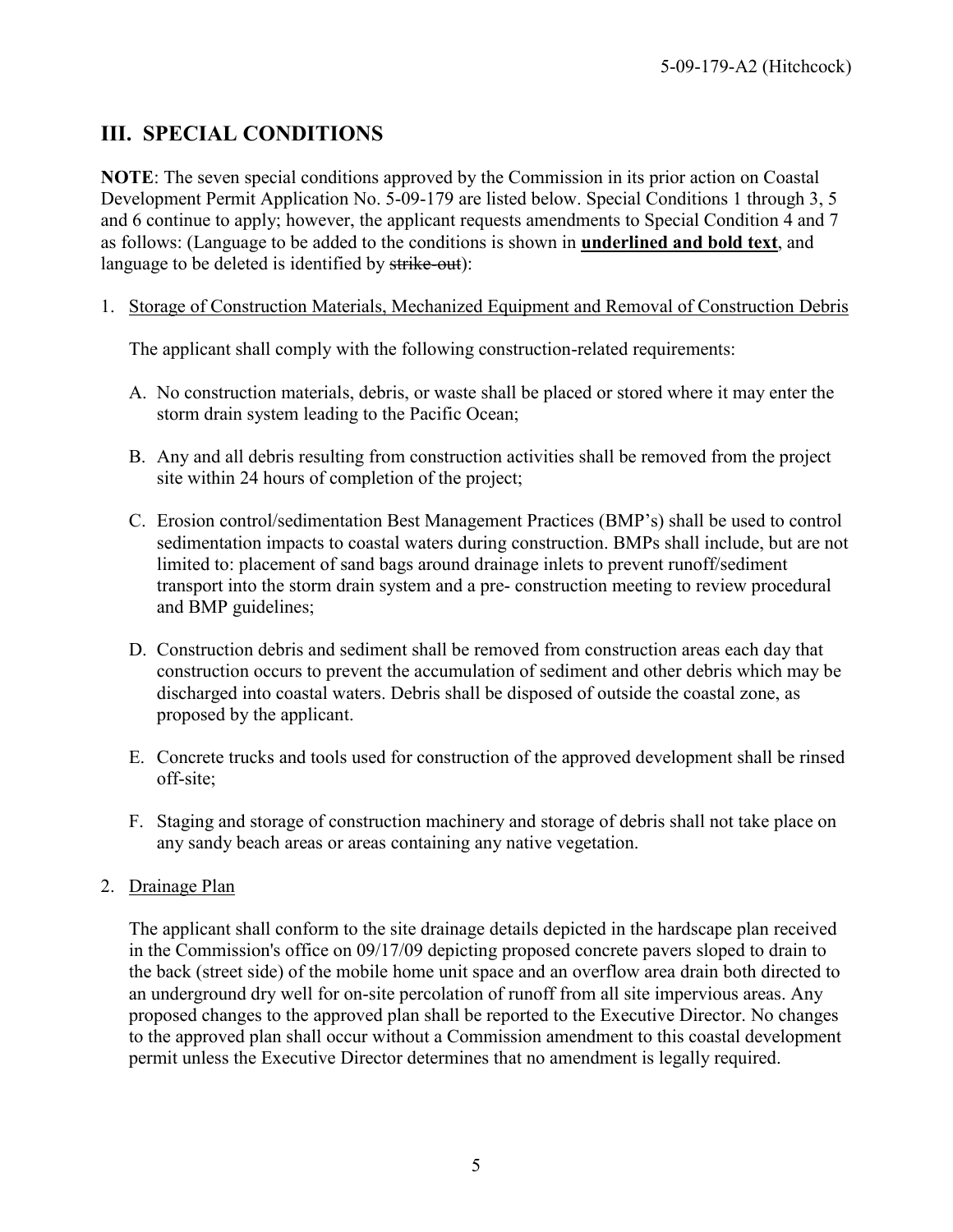## III. SPECIAL CONDITIONS

**NOTE**: The seven special conditions approved by the Commission in its prior action on Coastal Development Permit Application No. 5-09-179 are listed below. Special Conditions 1 through 3, 5 and 6 continue to apply; however, the applicant requests amendments to Special Condition 4 and 7 as follows: (Language to be added to the conditions is shown in <u>**underlined and bold text**</u>, and language to be deleted is identified by ~~strike-out~~):

1. <u>Storage of Construction Materials, Mechanized Equipment and Removal of Construction Debris</u>

   The applicant shall comply with the following construction-related requirements:

   A. No construction materials, debris, or waste shall be placed or stored where it may enter the storm drain system leading to the Pacific Ocean;

   B. Any and all debris resulting from construction activities shall be removed from the project site within 24 hours of completion of the project;

   C. Erosion control/sedimentation Best Management Practices (BMP's) shall be used to control sedimentation impacts to coastal waters during construction. BMPs shall include, but are not limited to: placement of sand bags around drainage inlets to prevent runoff/sediment transport into the storm drain system and a pre- construction meeting to review procedural and BMP guidelines;

   D. Construction debris and sediment shall be removed from construction areas each day that construction occurs to prevent the accumulation of sediment and other debris which may be discharged into coastal waters. Debris shall be disposed of outside the coastal zone, as proposed by the applicant.

   E. Concrete trucks and tools used for construction of the approved development shall be rinsed off-site;

   F. Staging and storage of construction machinery and storage of debris shall not take place on any sandy beach areas or areas containing any native vegetation.

2. <u>Drainage Plan</u>

   The applicant shall conform to the site drainage details depicted in the hardscape plan received in the Commission's office on 09/17/09 depicting proposed concrete pavers sloped to drain to the back (street side) of the mobile home unit space and an overflow area drain both directed to an underground dry well for on-site percolation of runoff from all site impervious areas. Any proposed changes to the approved plan shall be reported to the Executive Director. No changes to the approved plan shall occur without a Commission amendment to this coastal development permit unless the Executive Director determines that no amendment is legally required.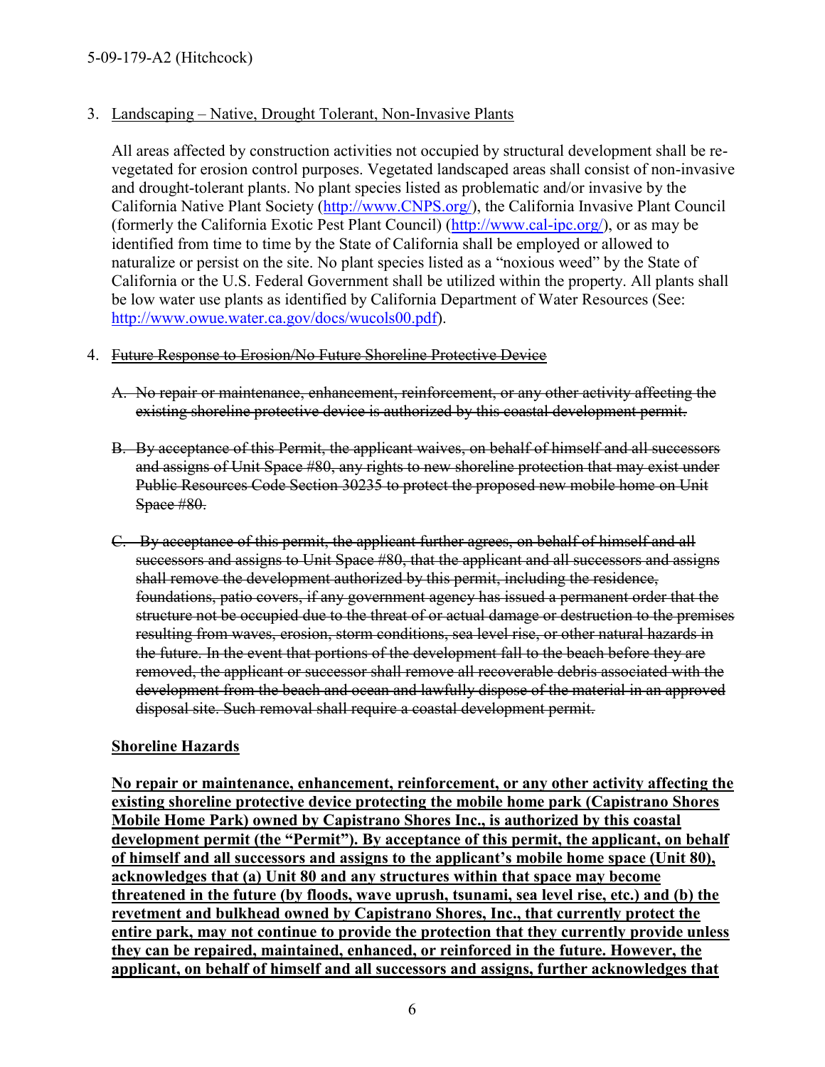3. <u>Landscaping – Native, Drought Tolerant, Non-Invasive Plants</u>

   All areas affected by construction activities not occupied by structural development shall be re-vegetated for erosion control purposes. Vegetated landscaped areas shall consist of non-invasive and drought-tolerant plants. No plant species listed as problematic and/or invasive by the California Native Plant Society (http://www.CNPS.org/), the California Invasive Plant Council (formerly the California Exotic Pest Plant Council) (http://www.cal-ipc.org/), or as may be identified from time to time by the State of California shall be employed or allowed to naturalize or persist on the site. No plant species listed as a "noxious weed" by the State of California or the U.S. Federal Government shall be utilized within the property. All plants shall be low water use plants as identified by California Department of Water Resources (See: http://www.owue.water.ca.gov/docs/wucols00.pdf).

4. ~~Future Response to Erosion/No Future Shoreline Protective Device~~

   ~~A. No repair or maintenance, enhancement, reinforcement, or any other activity affecting the existing shoreline protective device is authorized by this coastal development permit.~~

   ~~B. By acceptance of this Permit, the applicant waives, on behalf of himself and all successors and assigns of Unit Space #80, any rights to new shoreline protection that may exist under Public Resources Code Section 30235 to protect the proposed new mobile home on Unit Space #80.~~

   ~~C. By acceptance of this permit, the applicant further agrees, on behalf of himself and all successors and assigns to Unit Space #80, that the applicant and all successors and assigns shall remove the development authorized by this permit, including the residence, foundations, patio covers, if any government agency has issued a permanent order that the structure not be occupied due to the threat of or actual damage or destruction to the premises resulting from waves, erosion, storm conditions, sea level rise, or other natural hazards in the future. In the event that portions of the development fall to the beach before they are removed, the applicant or successor shall remove all recoverable debris associated with the development from the beach and ocean and lawfully dispose of the material in an approved disposal site. Such removal shall require a coastal development permit.~~

   <u>**Shoreline Hazards**</u>

   <u>**No repair or maintenance, enhancement, reinforcement, or any other activity affecting the existing shoreline protective device protecting the mobile home park (Capistrano Shores Mobile Home Park) owned by Capistrano Shores Inc., is authorized by this coastal development permit (the "Permit"). By acceptance of this permit, the applicant, on behalf of himself and all successors and assigns to the applicant's mobile home space (Unit 80), acknowledges that (a) Unit 80 and any structures within that space may become threatened in the future (by floods, wave uprush, tsunami, sea level rise, etc.) and (b) the revetment and bulkhead owned by Capistrano Shores, Inc., that currently protect the entire park, may not continue to provide the protection that they currently provide unless they can be repaired, maintained, enhanced, or reinforced in the future. However, the applicant, on behalf of himself and all successors and assigns, further acknowledges that**</u>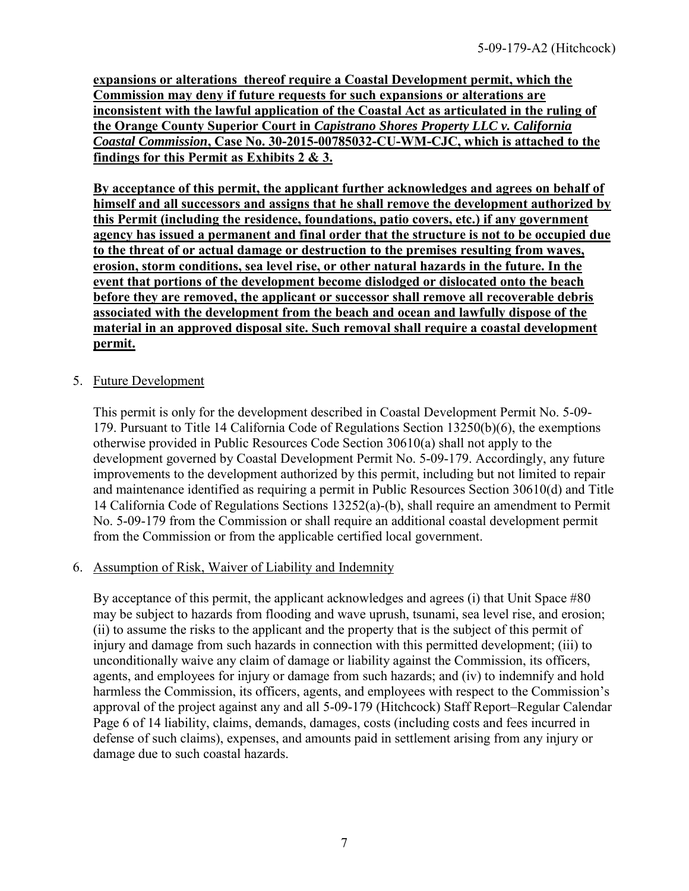**expansions or alterations thereof require a Coastal Development permit, which the Commission may deny if future requests for such expansions or alterations are inconsistent with the lawful application of the Coastal Act as articulated in the ruling of the Orange County Superior Court in *Capistrano Shores Property LLC v. California Coastal Commission*, Case No. 30-2015-00785032-CU-WM-CJC, which is attached to the findings for this Permit as Exhibits 2 & 3.**

**By acceptance of this permit, the applicant further acknowledges and agrees on behalf of himself and all successors and assigns that he shall remove the development authorized by this Permit (including the residence, foundations, patio covers, etc.) if any government agency has issued a permanent and final order that the structure is not to be occupied due to the threat of or actual damage or destruction to the premises resulting from waves, erosion, storm conditions, sea level rise, or other natural hazards in the future. In the event that portions of the development become dislodged or dislocated onto the beach before they are removed, the applicant or successor shall remove all recoverable debris associated with the development from the beach and ocean and lawfully dispose of the material in an approved disposal site. Such removal shall require a coastal development permit.**

5. Future Development

   This permit is only for the development described in Coastal Development Permit No. 5-09-179. Pursuant to Title 14 California Code of Regulations Section 13250(b)(6), the exemptions otherwise provided in Public Resources Code Section 30610(a) shall not apply to the development governed by Coastal Development Permit No. 5-09-179. Accordingly, any future improvements to the development authorized by this permit, including but not limited to repair and maintenance identified as requiring a permit in Public Resources Section 30610(d) and Title 14 California Code of Regulations Sections 13252(a)-(b), shall require an amendment to Permit No. 5-09-179 from the Commission or shall require an additional coastal development permit from the Commission or from the applicable certified local government.

6. Assumption of Risk, Waiver of Liability and Indemnity

   By acceptance of this permit, the applicant acknowledges and agrees (i) that Unit Space #80 may be subject to hazards from flooding and wave uprush, tsunami, sea level rise, and erosion; (ii) to assume the risks to the applicant and the property that is the subject of this permit of injury and damage from such hazards in connection with this permitted development; (iii) to unconditionally waive any claim of damage or liability against the Commission, its officers, agents, and employees for injury or damage from such hazards; and (iv) to indemnify and hold harmless the Commission, its officers, agents, and employees with respect to the Commission's approval of the project against any and all 5-09-179 (Hitchcock) Staff Report–Regular Calendar Page 6 of 14 liability, claims, demands, damages, costs (including costs and fees incurred in defense of such claims), expenses, and amounts paid in settlement arising from any injury or damage due to such coastal hazards.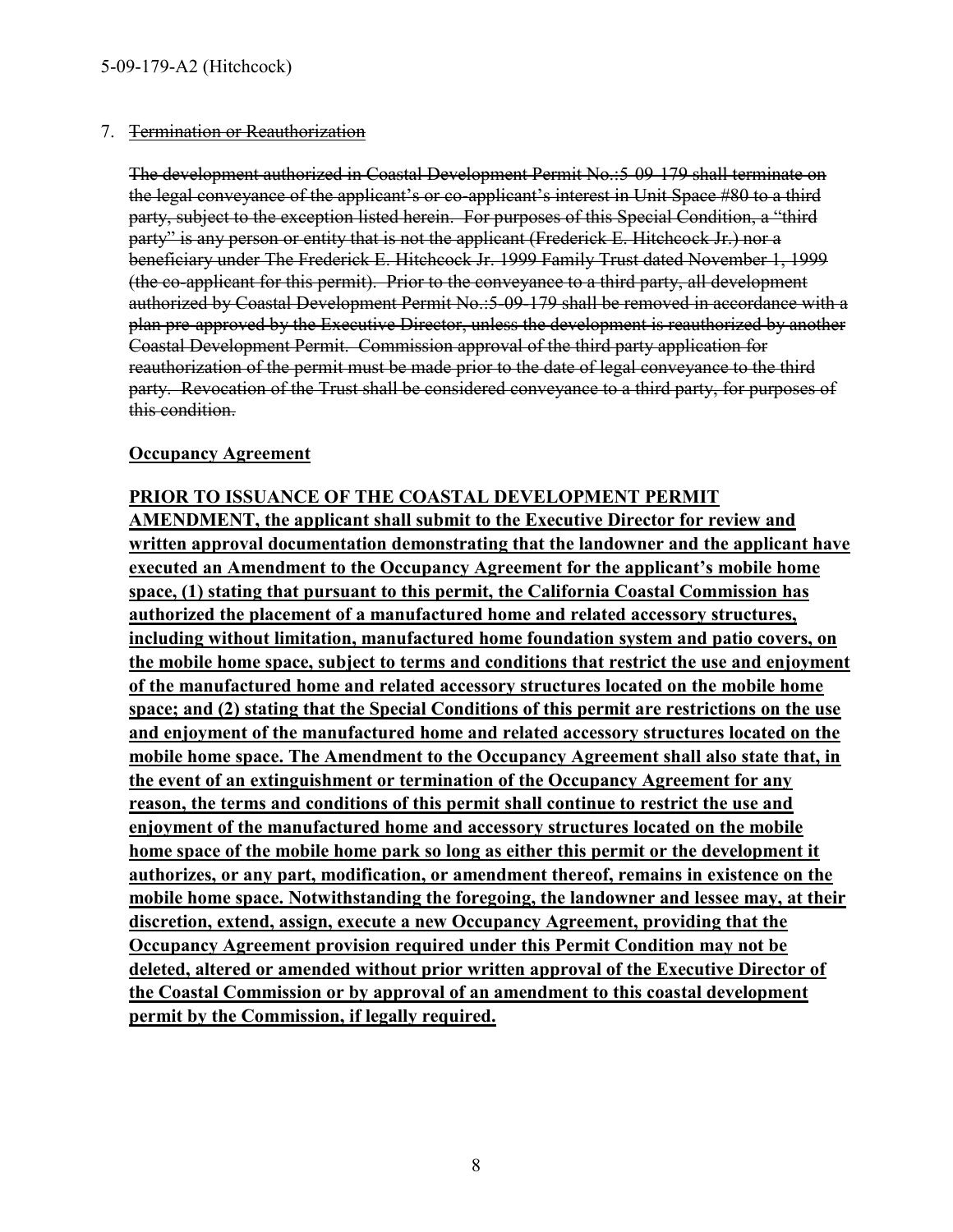7. ~~Termination or Reauthorization~~

~~The development authorized in Coastal Development Permit No.:5-09-179 shall terminate on the legal conveyance of the applicant's or co-applicant's interest in Unit Space #80 to a third party, subject to the exception listed herein. For purposes of this Special Condition, a "third party" is any person or entity that is not the applicant (Frederick E. Hitchcock Jr.) nor a beneficiary under The Frederick E. Hitchcock Jr. 1999 Family Trust dated November 1, 1999 (the co-applicant for this permit). Prior to the conveyance to a third party, all development authorized by Coastal Development Permit No.:5-09-179 shall be removed in accordance with a plan pre-approved by the Executive Director, unless the development is reauthorized by another Coastal Development Permit. Commission approval of the third party application for reauthorization of the permit must be made prior to the date of legal conveyance to the third party. Revocation of the Trust shall be considered conveyance to a third party, for purposes of this condition.~~

<u>**Occupancy Agreement**</u>

<u>**PRIOR TO ISSUANCE OF THE COASTAL DEVELOPMENT PERMIT AMENDMENT, the applicant shall submit to the Executive Director for review and written approval documentation demonstrating that the landowner and the applicant have executed an Amendment to the Occupancy Agreement for the applicant's mobile home space, (1) stating that pursuant to this permit, the California Coastal Commission has authorized the placement of a manufactured home and related accessory structures, including without limitation, manufactured home foundation system and patio covers, on the mobile home space, subject to terms and conditions that restrict the use and enjoyment of the manufactured home and related accessory structures located on the mobile home space; and (2) stating that the Special Conditions of this permit are restrictions on the use and enjoyment of the manufactured home and related accessory structures located on the mobile home space. The Amendment to the Occupancy Agreement shall also state that, in the event of an extinguishment or termination of the Occupancy Agreement for any reason, the terms and conditions of this permit shall continue to restrict the use and enjoyment of the manufactured home and accessory structures located on the mobile home space of the mobile home park so long as either this permit or the development it authorizes, or any part, modification, or amendment thereof, remains in existence on the mobile home space. Notwithstanding the foregoing, the landowner and lessee may, at their discretion, extend, assign, execute a new Occupancy Agreement, providing that the Occupancy Agreement provision required under this Permit Condition may not be deleted, altered or amended without prior written approval of the Executive Director of the Coastal Commission or by approval of an amendment to this coastal development permit by the Commission, if legally required.**</u>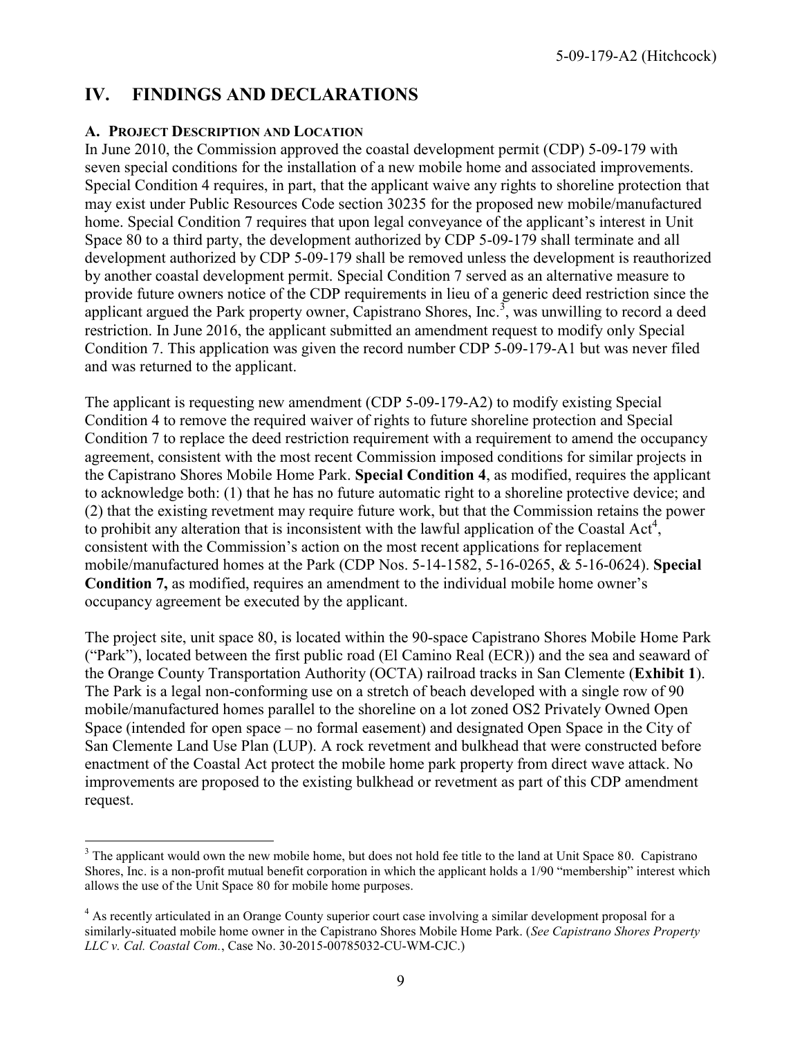# IV. FINDINGS AND DECLARATIONS

### A. PROJECT DESCRIPTION AND LOCATION

In June 2010, the Commission approved the coastal development permit (CDP) 5-09-179 with seven special conditions for the installation of a new mobile home and associated improvements. Special Condition 4 requires, in part, that the applicant waive any rights to shoreline protection that may exist under Public Resources Code section 30235 for the proposed new mobile/manufactured home. Special Condition 7 requires that upon legal conveyance of the applicant's interest in Unit Space 80 to a third party, the development authorized by CDP 5-09-179 shall terminate and all development authorized by CDP 5-09-179 shall be removed unless the development is reauthorized by another coastal development permit. Special Condition 7 served as an alternative measure to provide future owners notice of the CDP requirements in lieu of a generic deed restriction since the applicant argued the Park property owner, Capistrano Shores, Inc.[3], was unwilling to record a deed restriction. In June 2016, the applicant submitted an amendment request to modify only Special Condition 7. This application was given the record number CDP 5-09-179-A1 but was never filed and was returned to the applicant.

The applicant is requesting new amendment (CDP 5-09-179-A2) to modify existing Special Condition 4 to remove the required waiver of rights to future shoreline protection and Special Condition 7 to replace the deed restriction requirement with a requirement to amend the occupancy agreement, consistent with the most recent Commission imposed conditions for similar projects in the Capistrano Shores Mobile Home Park. **Special Condition 4**, as modified, requires the applicant to acknowledge both: (1) that he has no future automatic right to a shoreline protective device; and (2) that the existing revetment may require future work, but that the Commission retains the power to prohibit any alteration that is inconsistent with the lawful application of the Coastal Act[4], consistent with the Commission's action on the most recent applications for replacement mobile/manufactured homes at the Park (CDP Nos. 5-14-1582, 5-16-0265, & 5-16-0624). **Special Condition 7,** as modified, requires an amendment to the individual mobile home owner's occupancy agreement be executed by the applicant.

The project site, unit space 80, is located within the 90-space Capistrano Shores Mobile Home Park ("Park"), located between the first public road (El Camino Real (ECR)) and the sea and seaward of the Orange County Transportation Authority (OCTA) railroad tracks in San Clemente (**Exhibit 1**). The Park is a legal non-conforming use on a stretch of beach developed with a single row of 90 mobile/manufactured homes parallel to the shoreline on a lot zoned OS2 Privately Owned Open Space (intended for open space – no formal easement) and designated Open Space in the City of San Clemente Land Use Plan (LUP). A rock revetment and bulkhead that were constructed before enactment of the Coastal Act protect the mobile home park property from direct wave attack. No improvements are proposed to the existing bulkhead or revetment as part of this CDP amendment request.

---

[3] The applicant would own the new mobile home, but does not hold fee title to the land at Unit Space 80. Capistrano Shores, Inc. is a non-profit mutual benefit corporation in which the applicant holds a 1/90 "membership" interest which allows the use of the Unit Space 80 for mobile home purposes.

[4] As recently articulated in an Orange County superior court case involving a similar development proposal for a similarly-situated mobile home owner in the Capistrano Shores Mobile Home Park. (*See Capistrano Shores Property LLC v. Cal. Coastal Com.*, Case No. 30-2015-00785032-CU-WM-CJC.)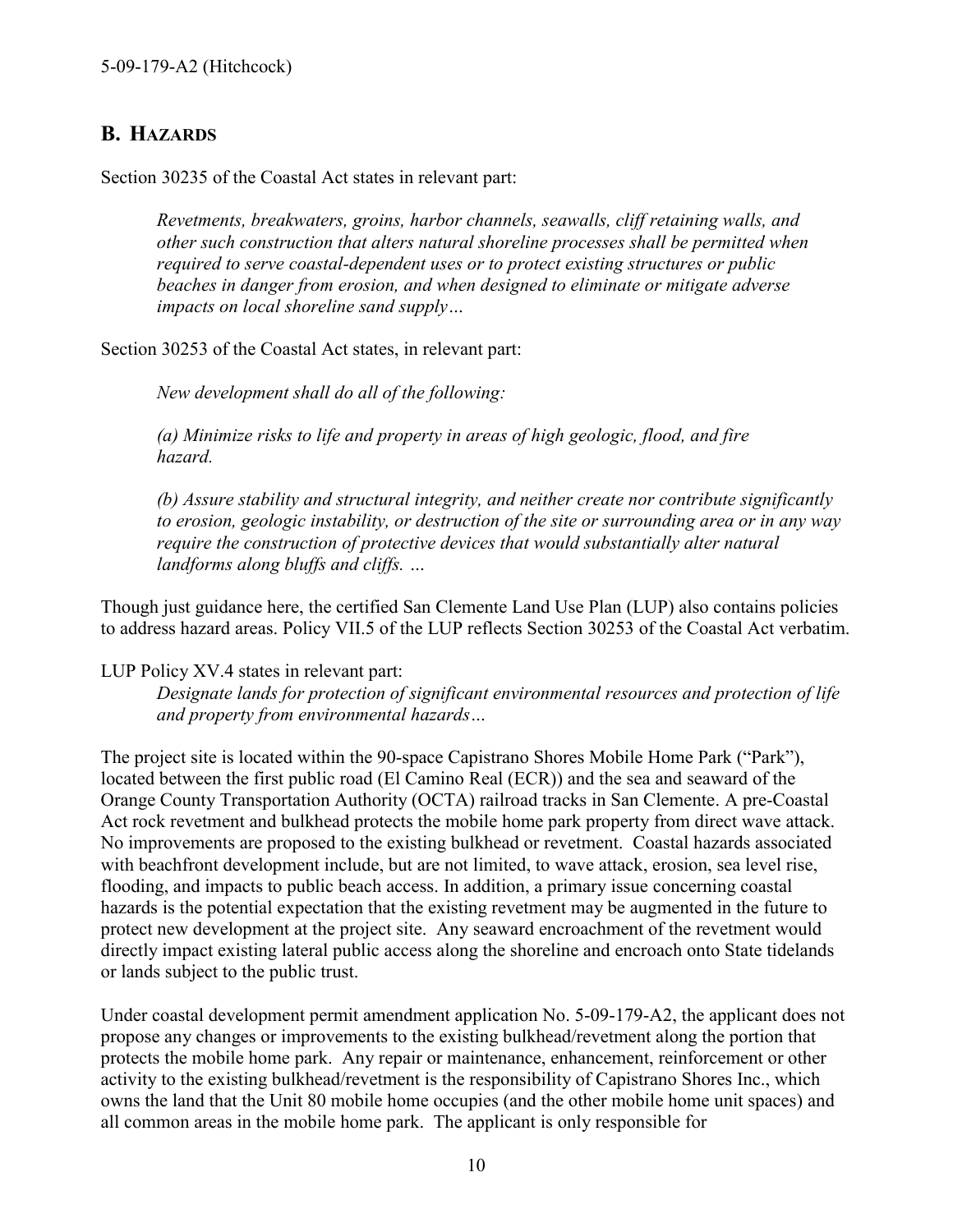## B. HAZARDS

Section 30235 of the Coastal Act states in relevant part:

> *Revetments, breakwaters, groins, harbor channels, seawalls, cliff retaining walls, and other such construction that alters natural shoreline processes shall be permitted when required to serve coastal-dependent uses or to protect existing structures or public beaches in danger from erosion, and when designed to eliminate or mitigate adverse impacts on local shoreline sand supply…*

Section 30253 of the Coastal Act states, in relevant part:

> *New development shall do all of the following:*
>
> *(a) Minimize risks to life and property in areas of high geologic, flood, and fire hazard.*
>
> *(b) Assure stability and structural integrity, and neither create nor contribute significantly to erosion, geologic instability, or destruction of the site or surrounding area or in any way require the construction of protective devices that would substantially alter natural landforms along bluffs and cliffs. …*

Though just guidance here, the certified San Clemente Land Use Plan (LUP) also contains policies to address hazard areas. Policy VII.5 of the LUP reflects Section 30253 of the Coastal Act verbatim.

LUP Policy XV.4 states in relevant part:

> *Designate lands for protection of significant environmental resources and protection of life and property from environmental hazards…*

The project site is located within the 90-space Capistrano Shores Mobile Home Park ("Park"), located between the first public road (El Camino Real (ECR)) and the sea and seaward of the Orange County Transportation Authority (OCTA) railroad tracks in San Clemente. A pre-Coastal Act rock revetment and bulkhead protects the mobile home park property from direct wave attack. No improvements are proposed to the existing bulkhead or revetment. Coastal hazards associated with beachfront development include, but are not limited to, wave attack, erosion, sea level rise, flooding, and impacts to public beach access. In addition, a primary issue concerning coastal hazards is the potential expectation that the existing revetment may be augmented in the future to protect new development at the project site. Any seaward encroachment of the revetment would directly impact existing lateral public access along the shoreline and encroach onto State tidelands or lands subject to the public trust.

Under coastal development permit amendment application No. 5-09-179-A2, the applicant does not propose any changes or improvements to the existing bulkhead/revetment along the portion that protects the mobile home park. Any repair or maintenance, enhancement, reinforcement or other activity to the existing bulkhead/revetment is the responsibility of Capistrano Shores Inc., which owns the land that the Unit 80 mobile home occupies (and the other mobile home unit spaces) and all common areas in the mobile home park. The applicant is only responsible for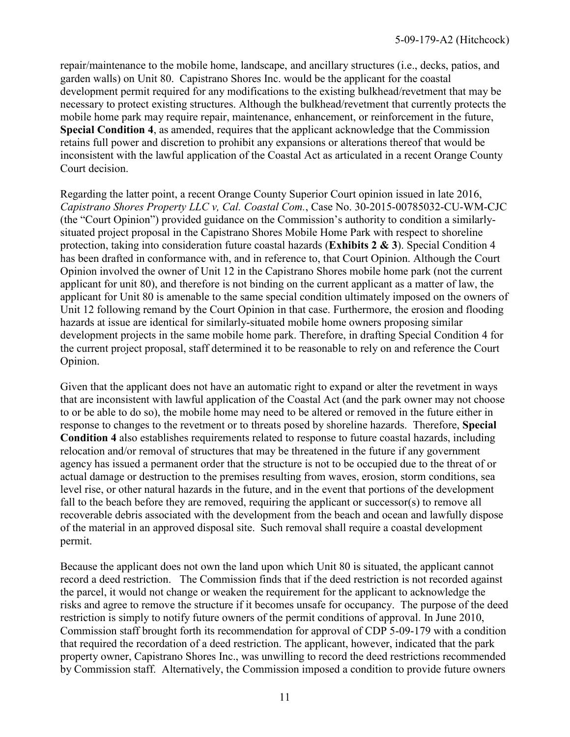repair/maintenance to the mobile home, landscape, and ancillary structures (i.e., decks, patios, and garden walls) on Unit 80. Capistrano Shores Inc. would be the applicant for the coastal development permit required for any modifications to the existing bulkhead/revetment that may be necessary to protect existing structures. Although the bulkhead/revetment that currently protects the mobile home park may require repair, maintenance, enhancement, or reinforcement in the future, **Special Condition 4**, as amended, requires that the applicant acknowledge that the Commission retains full power and discretion to prohibit any expansions or alterations thereof that would be inconsistent with the lawful application of the Coastal Act as articulated in a recent Orange County Court decision.

Regarding the latter point, a recent Orange County Superior Court opinion issued in late 2016, *Capistrano Shores Property LLC v, Cal. Coastal Com.*, Case No. 30-2015-00785032-CU-WM-CJC (the "Court Opinion") provided guidance on the Commission's authority to condition a similarly-situated project proposal in the Capistrano Shores Mobile Home Park with respect to shoreline protection, taking into consideration future coastal hazards (**Exhibits 2 & 3**). Special Condition 4 has been drafted in conformance with, and in reference to, that Court Opinion. Although the Court Opinion involved the owner of Unit 12 in the Capistrano Shores mobile home park (not the current applicant for unit 80), and therefore is not binding on the current applicant as a matter of law, the applicant for Unit 80 is amenable to the same special condition ultimately imposed on the owners of Unit 12 following remand by the Court Opinion in that case. Furthermore, the erosion and flooding hazards at issue are identical for similarly-situated mobile home owners proposing similar development projects in the same mobile home park. Therefore, in drafting Special Condition 4 for the current project proposal, staff determined it to be reasonable to rely on and reference the Court Opinion.

Given that the applicant does not have an automatic right to expand or alter the revetment in ways that are inconsistent with lawful application of the Coastal Act (and the park owner may not choose to or be able to do so), the mobile home may need to be altered or removed in the future either in response to changes to the revetment or to threats posed by shoreline hazards. Therefore, **Special Condition 4** also establishes requirements related to response to future coastal hazards, including relocation and/or removal of structures that may be threatened in the future if any government agency has issued a permanent order that the structure is not to be occupied due to the threat of or actual damage or destruction to the premises resulting from waves, erosion, storm conditions, sea level rise, or other natural hazards in the future, and in the event that portions of the development fall to the beach before they are removed, requiring the applicant or successor(s) to remove all recoverable debris associated with the development from the beach and ocean and lawfully dispose of the material in an approved disposal site. Such removal shall require a coastal development permit.

Because the applicant does not own the land upon which Unit 80 is situated, the applicant cannot record a deed restriction. The Commission finds that if the deed restriction is not recorded against the parcel, it would not change or weaken the requirement for the applicant to acknowledge the risks and agree to remove the structure if it becomes unsafe for occupancy. The purpose of the deed restriction is simply to notify future owners of the permit conditions of approval. In June 2010, Commission staff brought forth its recommendation for approval of CDP 5-09-179 with a condition that required the recordation of a deed restriction. The applicant, however, indicated that the park property owner, Capistrano Shores Inc., was unwilling to record the deed restrictions recommended by Commission staff. Alternatively, the Commission imposed a condition to provide future owners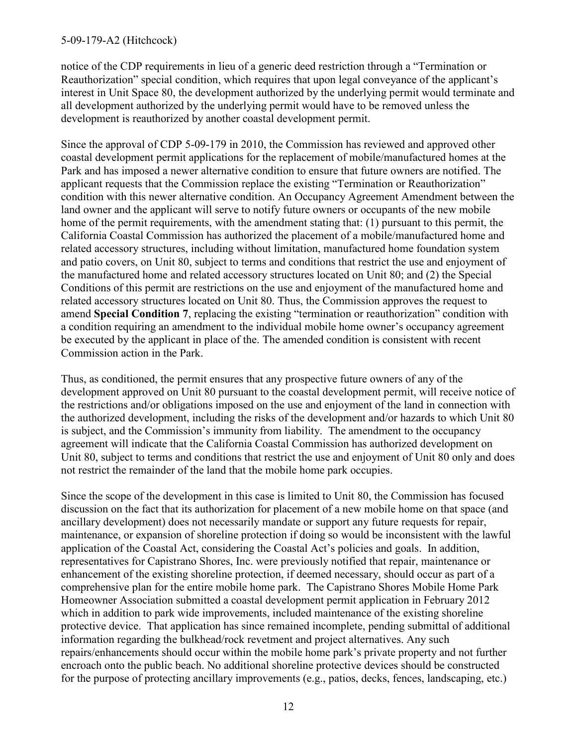notice of the CDP requirements in lieu of a generic deed restriction through a "Termination or Reauthorization" special condition, which requires that upon legal conveyance of the applicant's interest in Unit Space 80, the development authorized by the underlying permit would terminate and all development authorized by the underlying permit would have to be removed unless the development is reauthorized by another coastal development permit.

Since the approval of CDP 5-09-179 in 2010, the Commission has reviewed and approved other coastal development permit applications for the replacement of mobile/manufactured homes at the Park and has imposed a newer alternative condition to ensure that future owners are notified. The applicant requests that the Commission replace the existing "Termination or Reauthorization" condition with this newer alternative condition. An Occupancy Agreement Amendment between the land owner and the applicant will serve to notify future owners or occupants of the new mobile home of the permit requirements, with the amendment stating that: (1) pursuant to this permit, the California Coastal Commission has authorized the placement of a mobile/manufactured home and related accessory structures, including without limitation, manufactured home foundation system and patio covers, on Unit 80, subject to terms and conditions that restrict the use and enjoyment of the manufactured home and related accessory structures located on Unit 80; and (2) the Special Conditions of this permit are restrictions on the use and enjoyment of the manufactured home and related accessory structures located on Unit 80. Thus, the Commission approves the request to amend **Special Condition 7**, replacing the existing "termination or reauthorization" condition with a condition requiring an amendment to the individual mobile home owner's occupancy agreement be executed by the applicant in place of the. The amended condition is consistent with recent Commission action in the Park.

Thus, as conditioned, the permit ensures that any prospective future owners of any of the development approved on Unit 80 pursuant to the coastal development permit, will receive notice of the restrictions and/or obligations imposed on the use and enjoyment of the land in connection with the authorized development, including the risks of the development and/or hazards to which Unit 80 is subject, and the Commission's immunity from liability. The amendment to the occupancy agreement will indicate that the California Coastal Commission has authorized development on Unit 80, subject to terms and conditions that restrict the use and enjoyment of Unit 80 only and does not restrict the remainder of the land that the mobile home park occupies.

Since the scope of the development in this case is limited to Unit 80, the Commission has focused discussion on the fact that its authorization for placement of a new mobile home on that space (and ancillary development) does not necessarily mandate or support any future requests for repair, maintenance, or expansion of shoreline protection if doing so would be inconsistent with the lawful application of the Coastal Act, considering the Coastal Act's policies and goals. In addition, representatives for Capistrano Shores, Inc. were previously notified that repair, maintenance or enhancement of the existing shoreline protection, if deemed necessary, should occur as part of a comprehensive plan for the entire mobile home park. The Capistrano Shores Mobile Home Park Homeowner Association submitted a coastal development permit application in February 2012 which in addition to park wide improvements, included maintenance of the existing shoreline protective device. That application has since remained incomplete, pending submittal of additional information regarding the bulkhead/rock revetment and project alternatives. Any such repairs/enhancements should occur within the mobile home park's private property and not further encroach onto the public beach. No additional shoreline protective devices should be constructed for the purpose of protecting ancillary improvements (e.g., patios, decks, fences, landscaping, etc.)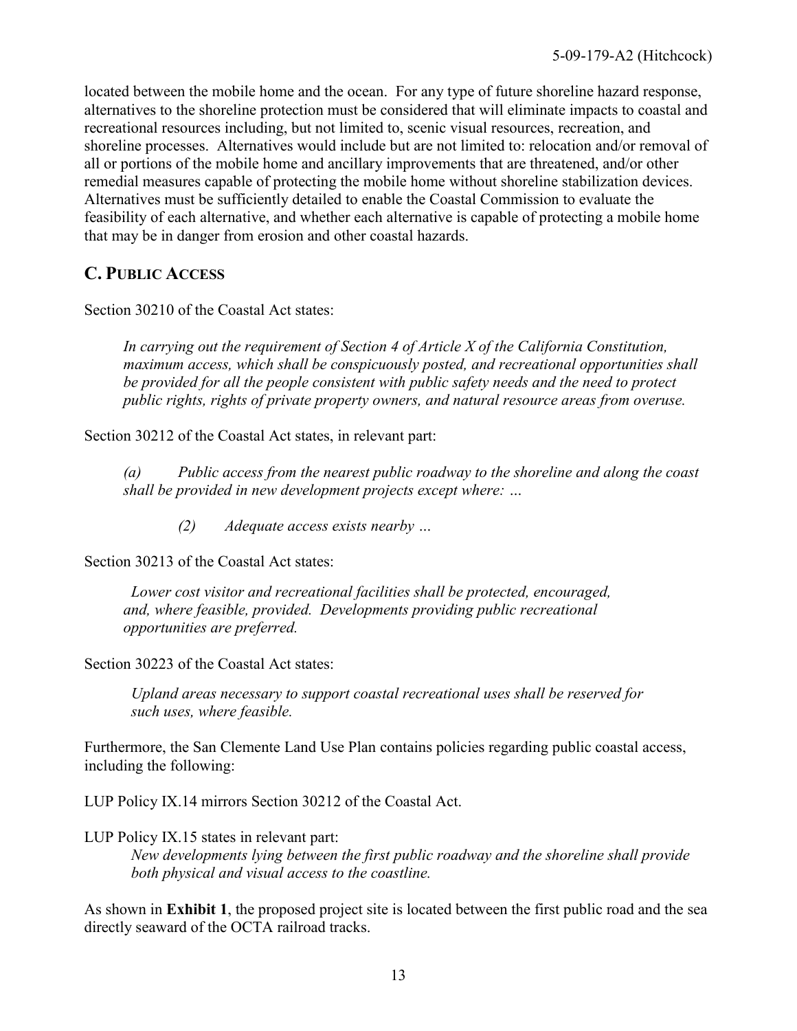located between the mobile home and the ocean. For any type of future shoreline hazard response, alternatives to the shoreline protection must be considered that will eliminate impacts to coastal and recreational resources including, but not limited to, scenic visual resources, recreation, and shoreline processes. Alternatives would include but are not limited to: relocation and/or removal of all or portions of the mobile home and ancillary improvements that are threatened, and/or other remedial measures capable of protecting the mobile home without shoreline stabilization devices. Alternatives must be sufficiently detailed to enable the Coastal Commission to evaluate the feasibility of each alternative, and whether each alternative is capable of protecting a mobile home that may be in danger from erosion and other coastal hazards.

## C. Public Access

Section 30210 of the Coastal Act states:

> *In carrying out the requirement of Section 4 of Article X of the California Constitution, maximum access, which shall be conspicuously posted, and recreational opportunities shall be provided for all the people consistent with public safety needs and the need to protect public rights, rights of private property owners, and natural resource areas from overuse.*

Section 30212 of the Coastal Act states, in relevant part:

> *(a) Public access from the nearest public roadway to the shoreline and along the coast shall be provided in new development projects except where: …*
>
> > *(2) Adequate access exists nearby …*

Section 30213 of the Coastal Act states:

> *Lower cost visitor and recreational facilities shall be protected, encouraged, and, where feasible, provided. Developments providing public recreational opportunities are preferred.*

Section 30223 of the Coastal Act states:

> *Upland areas necessary to support coastal recreational uses shall be reserved for such uses, where feasible.*

Furthermore, the San Clemente Land Use Plan contains policies regarding public coastal access, including the following:

LUP Policy IX.14 mirrors Section 30212 of the Coastal Act.

LUP Policy IX.15 states in relevant part:

> *New developments lying between the first public roadway and the shoreline shall provide both physical and visual access to the coastline.*

As shown in **Exhibit 1**, the proposed project site is located between the first public road and the sea directly seaward of the OCTA railroad tracks.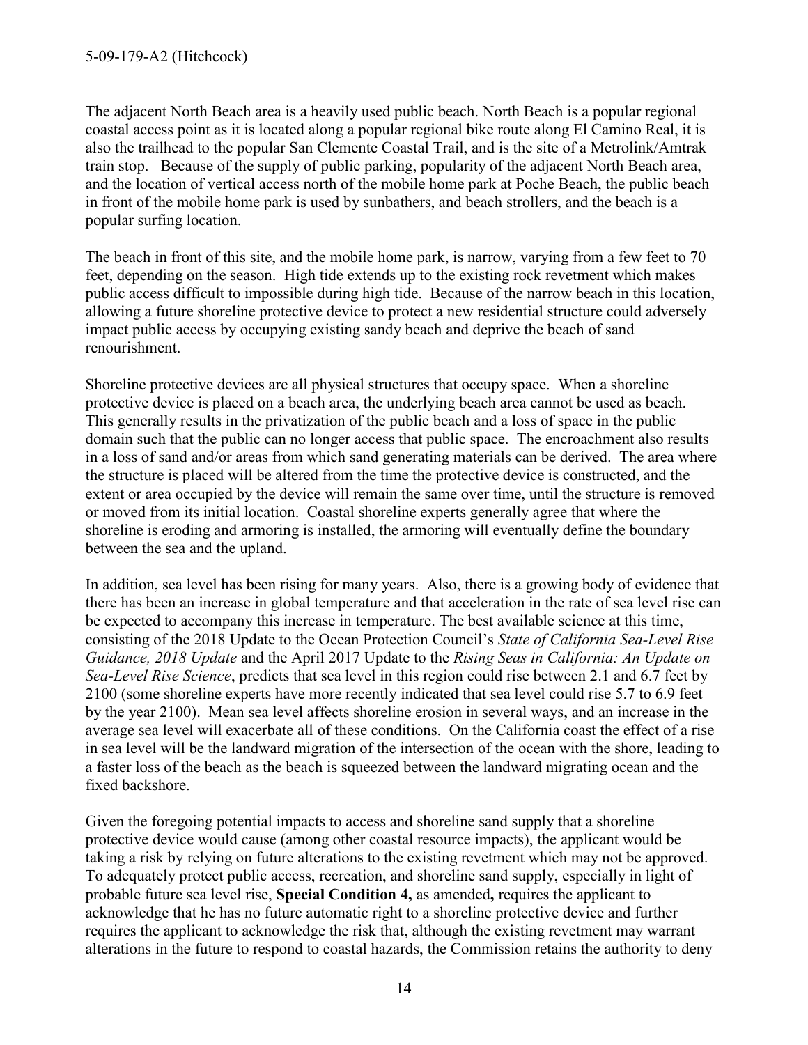The adjacent North Beach area is a heavily used public beach. North Beach is a popular regional coastal access point as it is located along a popular regional bike route along El Camino Real, it is also the trailhead to the popular San Clemente Coastal Trail, and is the site of a Metrolink/Amtrak train stop. Because of the supply of public parking, popularity of the adjacent North Beach area, and the location of vertical access north of the mobile home park at Poche Beach, the public beach in front of the mobile home park is used by sunbathers, and beach strollers, and the beach is a popular surfing location.

The beach in front of this site, and the mobile home park, is narrow, varying from a few feet to 70 feet, depending on the season. High tide extends up to the existing rock revetment which makes public access difficult to impossible during high tide. Because of the narrow beach in this location, allowing a future shoreline protective device to protect a new residential structure could adversely impact public access by occupying existing sandy beach and deprive the beach of sand renourishment.

Shoreline protective devices are all physical structures that occupy space. When a shoreline protective device is placed on a beach area, the underlying beach area cannot be used as beach. This generally results in the privatization of the public beach and a loss of space in the public domain such that the public can no longer access that public space. The encroachment also results in a loss of sand and/or areas from which sand generating materials can be derived. The area where the structure is placed will be altered from the time the protective device is constructed, and the extent or area occupied by the device will remain the same over time, until the structure is removed or moved from its initial location. Coastal shoreline experts generally agree that where the shoreline is eroding and armoring is installed, the armoring will eventually define the boundary between the sea and the upland.

In addition, sea level has been rising for many years. Also, there is a growing body of evidence that there has been an increase in global temperature and that acceleration in the rate of sea level rise can be expected to accompany this increase in temperature. The best available science at this time, consisting of the 2018 Update to the Ocean Protection Council's *State of California Sea-Level Rise Guidance, 2018 Update* and the April 2017 Update to the *Rising Seas in California: An Update on Sea-Level Rise Science*, predicts that sea level in this region could rise between 2.1 and 6.7 feet by 2100 (some shoreline experts have more recently indicated that sea level could rise 5.7 to 6.9 feet by the year 2100). Mean sea level affects shoreline erosion in several ways, and an increase in the average sea level will exacerbate all of these conditions. On the California coast the effect of a rise in sea level will be the landward migration of the intersection of the ocean with the shore, leading to a faster loss of the beach as the beach is squeezed between the landward migrating ocean and the fixed backshore.

Given the foregoing potential impacts to access and shoreline sand supply that a shoreline protective device would cause (among other coastal resource impacts), the applicant would be taking a risk by relying on future alterations to the existing revetment which may not be approved. To adequately protect public access, recreation, and shoreline sand supply, especially in light of probable future sea level rise, **Special Condition 4,** as amended**,** requires the applicant to acknowledge that he has no future automatic right to a shoreline protective device and further requires the applicant to acknowledge the risk that, although the existing revetment may warrant alterations in the future to respond to coastal hazards, the Commission retains the authority to deny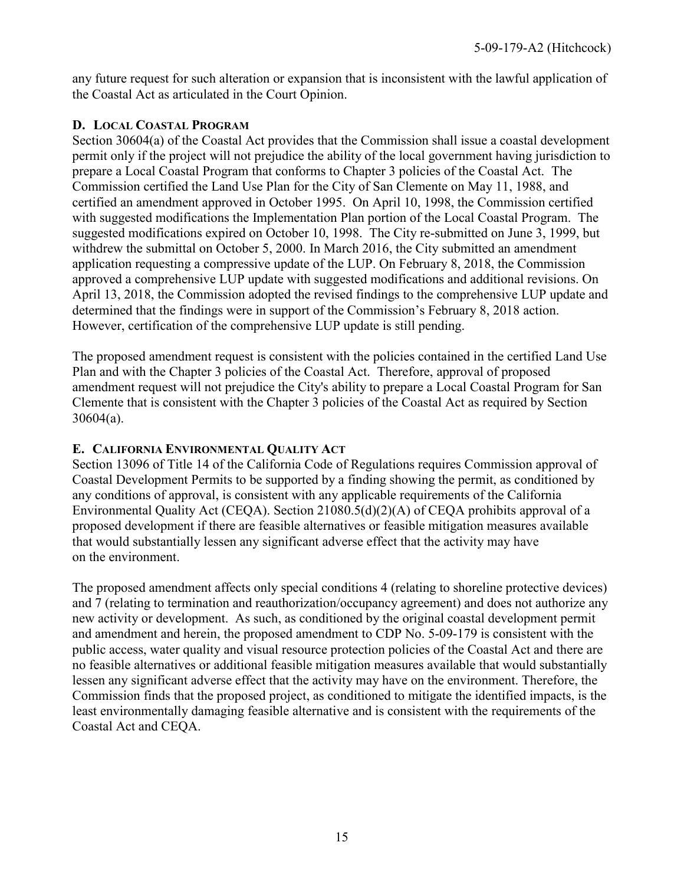any future request for such alteration or expansion that is inconsistent with the lawful application of the Coastal Act as articulated in the Court Opinion.

### D. Local Coastal Program

Section 30604(a) of the Coastal Act provides that the Commission shall issue a coastal development permit only if the project will not prejudice the ability of the local government having jurisdiction to prepare a Local Coastal Program that conforms to Chapter 3 policies of the Coastal Act. The Commission certified the Land Use Plan for the City of San Clemente on May 11, 1988, and certified an amendment approved in October 1995. On April 10, 1998, the Commission certified with suggested modifications the Implementation Plan portion of the Local Coastal Program. The suggested modifications expired on October 10, 1998. The City re-submitted on June 3, 1999, but withdrew the submittal on October 5, 2000. In March 2016, the City submitted an amendment application requesting a compressive update of the LUP. On February 8, 2018, the Commission approved a comprehensive LUP update with suggested modifications and additional revisions. On April 13, 2018, the Commission adopted the revised findings to the comprehensive LUP update and determined that the findings were in support of the Commission's February 8, 2018 action. However, certification of the comprehensive LUP update is still pending.

The proposed amendment request is consistent with the policies contained in the certified Land Use Plan and with the Chapter 3 policies of the Coastal Act. Therefore, approval of proposed amendment request will not prejudice the City's ability to prepare a Local Coastal Program for San Clemente that is consistent with the Chapter 3 policies of the Coastal Act as required by Section 30604(a).

### E. California Environmental Quality Act

Section 13096 of Title 14 of the California Code of Regulations requires Commission approval of Coastal Development Permits to be supported by a finding showing the permit, as conditioned by any conditions of approval, is consistent with any applicable requirements of the California Environmental Quality Act (CEQA). Section 21080.5(d)(2)(A) of CEQA prohibits approval of a proposed development if there are feasible alternatives or feasible mitigation measures available that would substantially lessen any significant adverse effect that the activity may have on the environment.

The proposed amendment affects only special conditions 4 (relating to shoreline protective devices) and 7 (relating to termination and reauthorization/occupancy agreement) and does not authorize any new activity or development. As such, as conditioned by the original coastal development permit and amendment and herein, the proposed amendment to CDP No. 5-09-179 is consistent with the public access, water quality and visual resource protection policies of the Coastal Act and there are no feasible alternatives or additional feasible mitigation measures available that would substantially lessen any significant adverse effect that the activity may have on the environment. Therefore, the Commission finds that the proposed project, as conditioned to mitigate the identified impacts, is the least environmentally damaging feasible alternative and is consistent with the requirements of the Coastal Act and CEQA.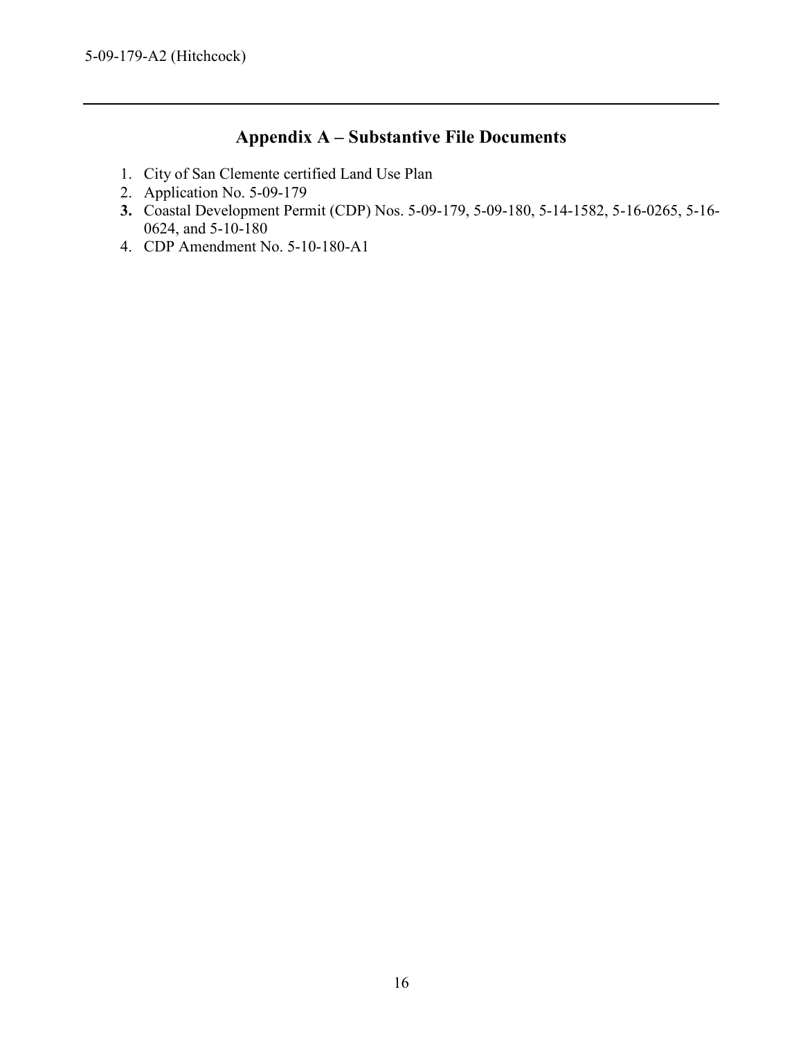## Appendix A – Substantive File Documents

1. City of San Clemente certified Land Use Plan
2. Application No. 5-09-179
3. Coastal Development Permit (CDP) Nos. 5-09-179, 5-09-180, 5-14-1582, 5-16-0265, 5-16-0624, and 5-10-180
4. CDP Amendment No. 5-10-180-A1